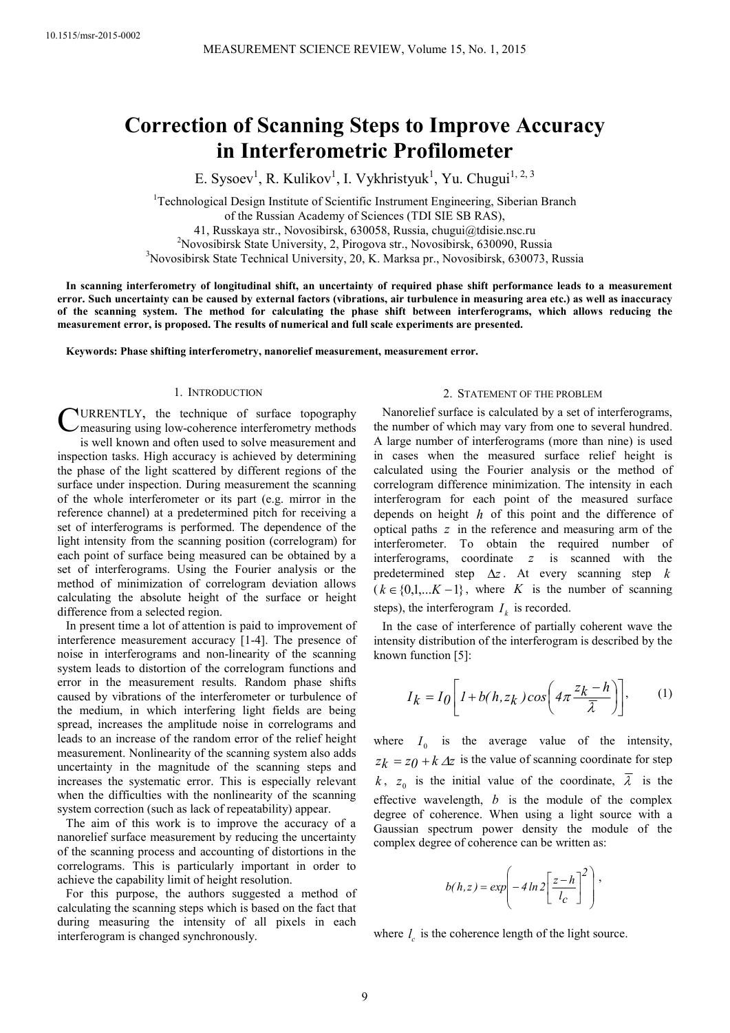# Correction of Scanning Steps to Improve Accuracy in Interferometric Profilometer

E. Sysoev[1], R. Kulikov[1], I. Vykhristyuk[1], Yu. Chugui[1, 2, 3]

[1]Technological Design Institute of Scientific Instrument Engineering, Siberian Branch of the Russian Academy of Sciences (TDI SIE SB RAS),
41, Russkaya str., Novosibirsk, 630058, Russia, chugui@tdisie.nsc.ru
[2]Novosibirsk State University, 2, Pirogova str., Novosibirsk, 630090, Russia
[3]Novosibirsk State Technical University, 20, K. Marksa pr., Novosibirsk, 630073, Russia

**In scanning interferometry of longitudinal shift, an uncertainty of required phase shift performance leads to a measurement error. Such uncertainty can be caused by external factors (vibrations, air turbulence in measuring area etc.) as well as inaccuracy of the scanning system. The method for calculating the phase shift between interferograms, which allows reducing the measurement error, is proposed. The results of numerical and full scale experiments are presented.**

**Keywords: Phase shifting interferometry, nanorelief measurement, measurement error.**

## 1. Introduction

Currently, the technique of surface topography measuring using low-coherence interferometry methods is well known and often used to solve measurement and inspection tasks. High accuracy is achieved by determining the phase of the light scattered by different regions of the surface under inspection. During measurement the scanning of the whole interferometer or its part (e.g. mirror in the reference channel) at a predetermined pitch for receiving a set of interferograms is performed. The dependence of the light intensity from the scanning position (correlogram) for each point of surface being measured can be obtained by a set of interferograms. Using the Fourier analysis or the method of minimization of correlogram deviation allows calculating the absolute height of the surface or height difference from a selected region.

In present time a lot of attention is paid to improvement of interference measurement accuracy [1-4]. The presence of noise in interferograms and non-linearity of the scanning system leads to distortion of the correlogram functions and error in the measurement results. Random phase shifts caused by vibrations of the interferometer or turbulence of the medium, in which interfering light fields are being spread, increases the amplitude noise in correlograms and leads to an increase of the random error of the relief height measurement. Nonlinearity of the scanning system also adds uncertainty in the magnitude of the scanning steps and increases the systematic error. This is especially relevant when the difficulties with the nonlinearity of the scanning system correction (such as lack of repeatability) appear.

The aim of this work is to improve the accuracy of a nanorelief surface measurement by reducing the uncertainty of the scanning process and accounting of distortions in the correlograms. This is particularly important in order to achieve the capability limit of height resolution.

For this purpose, the authors suggested a method of calculating the scanning steps which is based on the fact that during measuring the intensity of all pixels in each interferogram is changed synchronously.

## 2. Statement of the problem

Nanorelief surface is calculated by a set of interferograms, the number of which may vary from one to several hundred. A large number of interferograms (more than nine) is used in cases when the measured surface relief height is calculated using the Fourier analysis or the method of correlogram difference minimization. The intensity in each interferogram for each point of the measured surface depends on height $h$ of this point and the difference of optical paths $z$ in the reference and measuring arm of the interferometer. To obtain the required number of interferograms, coordinate $z$ is scanned with the predetermined step $\Delta z$. At every scanning step $k$ ($k \in \{0,1,...K-1\}$, where $K$ is the number of scanning steps), the interferogram $I_k$ is recorded.

In the case of interference of partially coherent wave the intensity distribution of the interferogram is described by the known function [5]:

$$I_k = I_0 \left[ 1 + b(h, z_k) \cos\left( 4\pi \frac{z_k - h}{\bar{\lambda}} \right) \right], \tag{1}$$

where $I_0$ is the average value of the intensity, $z_k = z_0 + k\Delta z$ is the value of scanning coordinate for step $k$, $z_0$ is the initial value of the coordinate, $\bar{\lambda}$ is the effective wavelength, $b$ is the module of the complex degree of coherence. When using a light source with a Gaussian spectrum power density the module of the complex degree of coherence can be written as:

$$b(h,z) = exp\left( -4\ln 2 \left[ \frac{z-h}{l_c} \right]^2 \right),$$

where $l_c$ is the coherence length of the light source.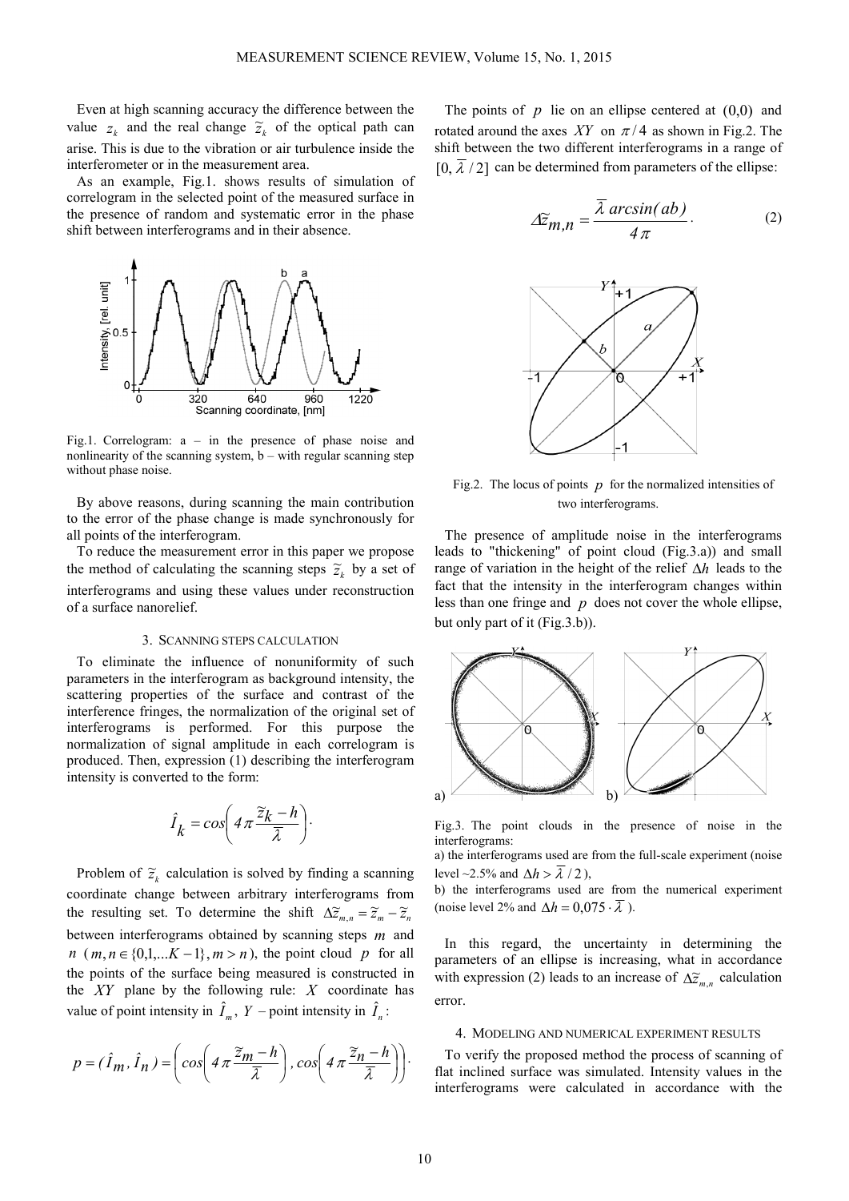Even at high scanning accuracy the difference between the value $z_k$ and the real change $\tilde{z}_k$ of the optical path can arise. This is due to the vibration or air turbulence inside the interferometer or in the measurement area.

As an example, Fig.1. shows results of simulation of correlogram in the selected point of the measured surface in the presence of random and systematic error in the phase shift between interferograms and in their absence.

Fig.1. Correlogram: a – in the presence of phase noise and nonlinearity of the scanning system, b – with regular scanning step without phase noise.

By above reasons, during scanning the main contribution to the error of the phase change is made synchronously for all points of the interferogram.

To reduce the measurement error in this paper we propose the method of calculating the scanning steps $\tilde{z}_k$ by a set of interferograms and using these values under reconstruction of a surface nanorelief.

## 3. Scanning steps calculation

To eliminate the influence of nonuniformity of such parameters in the interferogram as background intensity, the scattering properties of the surface and contrast of the interference fringes, the normalization of the original set of interferograms is performed. For this purpose the normalization of signal amplitude in each correlogram is produced. Then, expression (1) describing the interferogram intensity is converted to the form:

$$\hat{I}_k = cos\left(4\pi \frac{\tilde{z}_k - h}{\bar{\lambda}}\right).$$

Problem of $\tilde{z}_k$ calculation is solved by finding a scanning coordinate change between arbitrary interferograms from the resulting set. To determine the shift $\Delta\tilde{z}_{m,n} = \tilde{z}_m - \tilde{z}_n$ between interferograms obtained by scanning steps $m$ and $n$ ($m,n \in \{0,1,...K-1\}, m > n$), the point cloud $p$ for all the points of the surface being measured is constructed in the $XY$ plane by the following rule: $X$ coordinate has value of point intensity in $\hat{I}_m$, $Y$ – point intensity in $\hat{I}_n$:

$$p = (\hat{I}_m, \hat{I}_n) = \left(cos\left(4\pi \frac{\tilde{z}_m - h}{\bar{\lambda}}\right), cos\left(4\pi \frac{\tilde{z}_n - h}{\bar{\lambda}}\right)\right).$$

The points of $p$ lie on an ellipse centered at $(0,0)$ and rotated around the axes $XY$ on $\pi/4$ as shown in Fig.2. The shift between the two different interferograms in a range of $[0, \bar{\lambda}/2]$ can be determined from parameters of the ellipse:

$$\Delta\tilde{z}_{m,n} = \frac{\bar{\lambda}\, arcsin(ab)}{4\pi}. \tag{2}$$

Fig.2. The locus of points $p$ for the normalized intensities of two interferograms.

The presence of amplitude noise in the interferograms leads to "thickening" of point cloud (Fig.3.a)) and small range of variation in the height of the relief $\Delta h$ leads to the fact that the intensity in the interferogram changes within less than one fringe and $p$ does not cover the whole ellipse, but only part of it (Fig.3.b)).

Fig.3. The point clouds in the presence of noise in the interferograms:
a) the interferograms used are from the full-scale experiment (noise level ~2.5% and $\Delta h > \bar{\lambda}/2$),
b) the interferograms used are from the numerical experiment (noise level 2% and $\Delta h = 0{,}075 \cdot \bar{\lambda}$).

In this regard, the uncertainty in determining the parameters of an ellipse is increasing, what in accordance with expression (2) leads to an increase of $\Delta\tilde{z}_{m,n}$ calculation error.

## 4. Modeling and numerical experiment results

To verify the proposed method the process of scanning of flat inclined surface was simulated. Intensity values in the interferograms were calculated in accordance with the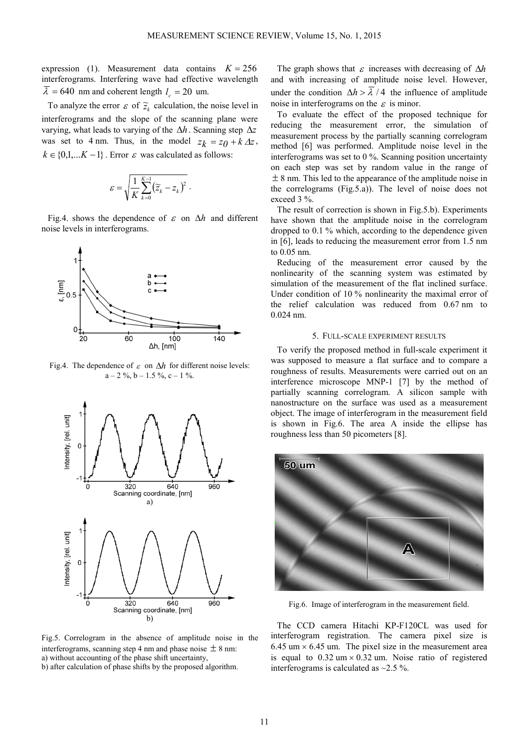expression (1). Measurement data contains $K = 256$ interferograms. Interfering wave had effective wavelength $\bar{\lambda} = 640$ nm and coherent length $l_c = 20$ um.

To analyze the error $\varepsilon$ of $\tilde{z}_k$ calculation, the noise level in interferograms and the slope of the scanning plane were varying, what leads to varying of the $\Delta h$. Scanning step $\Delta z$ was set to 4 nm. Thus, in the model $z_k = z_0 + k\,\Delta z$, $k \in \{0,1,...K-1\}$. Error $\varepsilon$ was calculated as follows:

$$\varepsilon = \sqrt{\frac{1}{K}\sum_{k=0}^{K-1}\left(\tilde{z}_k - z_k\right)^2}\,.$$

Fig.4. shows the dependence of $\varepsilon$ on $\Delta h$ and different noise levels in interferograms.

Fig.4. The dependence of $\varepsilon$ on $\Delta h$ for different noise levels: a – 2 %, b – 1.5 %, c – 1 %.

Fig.5. Correlogram in the absence of amplitude noise in the interferograms, scanning step 4 nm and phase noise $\pm$ 8 nm:
a) without accounting of the phase shift uncertainty,
b) after calculation of phase shifts by the proposed algorithm.

The graph shows that $\varepsilon$ increases with decreasing of $\Delta h$ and with increasing of amplitude noise level. However, under the condition $\Delta h > \bar{\lambda}/4$ the influence of amplitude noise in interferograms on the $\varepsilon$ is minor.

To evaluate the effect of the proposed technique for reducing the measurement error, the simulation of measurement process by the partially scanning correlogram method [6] was performed. Amplitude noise level in the interferograms was set to 0 %. Scanning position uncertainty on each step was set by random value in the range of $\pm$ 8 nm. This led to the appearance of the amplitude noise in the correlograms (Fig.5.a)). The level of noise does not exceed 3 %.

The result of correction is shown in Fig.5.b). Experiments have shown that the amplitude noise in the correlogram dropped to 0.1 % which, according to the dependence given in [6], leads to reducing the measurement error from 1.5 nm to 0.05 nm.

Reducing of the measurement error caused by the nonlinearity of the scanning system was estimated by simulation of the measurement of the flat inclined surface. Under condition of 10 % nonlinearity the maximal error of the relief calculation was reduced from 0.67 nm to 0.024 nm.

## 5. Full-scale experiment results

To verify the proposed method in full-scale experiment it was supposed to measure a flat surface and to compare a roughness of results. Measurements were carried out on an interference microscope MNP-1 [7] by the method of partially scanning correlogram. A silicon sample with nanostructure on the surface was used as a measurement object. The image of interferogram in the measurement field is shown in Fig.6. The area A inside the ellipse has roughness less than 50 picometers [8].

Fig.6. Image of interferogram in the measurement field.

The CCD camera Hitachi KP-F120CL was used for interferogram registration. The camera pixel size is 6.45 um $\times$ 6.45 um. The pixel size in the measurement area is equal to 0.32 um $\times$ 0.32 um. Noise ratio of registered interferograms is calculated as ~2.5 %.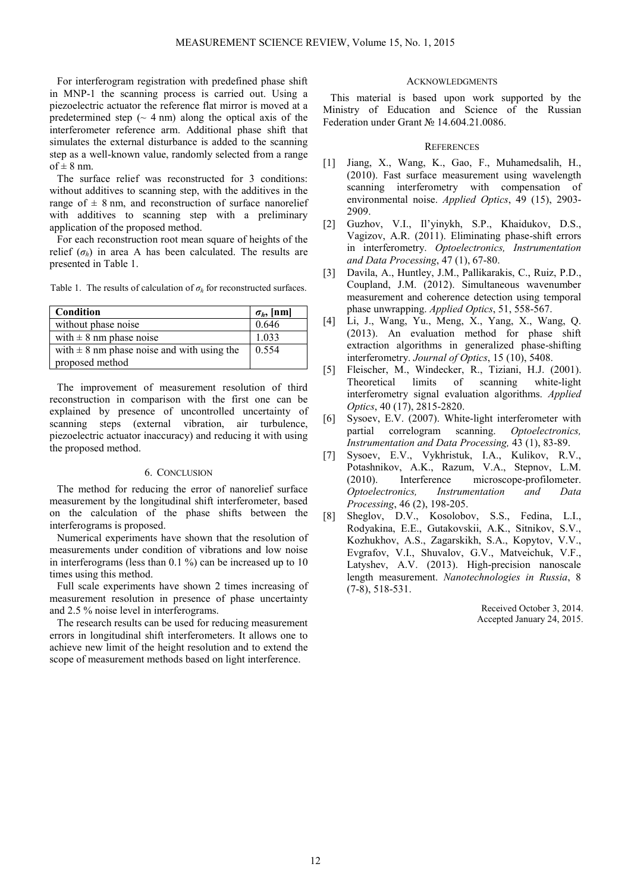For interferogram registration with predefined phase shift in MNP-1 the scanning process is carried out. Using a piezoelectric actuator the reference flat mirror is moved at a predetermined step (~ 4 nm) along the optical axis of the interferometer reference arm. Additional phase shift that simulates the external disturbance is added to the scanning step as a well-known value, randomly selected from a range of ± 8 nm.

The surface relief was reconstructed for 3 conditions: without additives to scanning step, with the additives in the range of ± 8 nm, and reconstruction of surface nanorelief with additives to scanning step with a preliminary application of the proposed method.

For each reconstruction root mean square of heights of the relief ($\sigma_h$) in area A has been calculated. The results are presented in Table 1.

Table 1. The results of calculation of $\sigma_h$ for reconstructed surfaces.

| **Condition** | **$\sigma_h$, [nm]** |
|---|---|
| without phase noise | 0.646 |
| with ± 8 nm phase noise | 1.033 |
| with ± 8 nm phase noise and with using the proposed method | 0.554 |

The improvement of measurement resolution of third reconstruction in comparison with the first one can be explained by presence of uncontrolled uncertainty of scanning steps (external vibration, air turbulence, piezoelectric actuator inaccuracy) and reducing it with using the proposed method.

## 6. CONCLUSION

The method for reducing the error of nanorelief surface measurement by the longitudinal shift interferometer, based on the calculation of the phase shifts between the interferograms is proposed.

Numerical experiments have shown that the resolution of measurements under condition of vibrations and low noise in interferograms (less than 0.1 %) can be increased up to 10 times using this method.

Full scale experiments have shown 2 times increasing of measurement resolution in presence of phase uncertainty and 2.5 % noise level in interferograms.

The research results can be used for reducing measurement errors in longitudinal shift interferometers. It allows one to achieve new limit of the height resolution and to extend the scope of measurement methods based on light interference.

## ACKNOWLEDGMENTS

This material is based upon work supported by the Ministry of Education and Science of the Russian Federation under Grant № 14.604.21.0086.

## REFERENCES

[1] Jiang, X., Wang, K., Gao, F., Muhamedsalih, H., (2010). Fast surface measurement using wavelength scanning interferometry with compensation of environmental noise. *Applied Optics*, 49 (15), 2903-2909.

[2] Guzhov, V.I., Il'yinykh, S.P., Khaidukov, D.S., Vagizov, A.R. (2011). Eliminating phase-shift errors in interferometry. *Optoelectronics, Instrumentation and Data Processing*, 47 (1), 67-80.

[3] Davila, A., Huntley, J.M., Pallikarakis, C., Ruiz, P.D., Coupland, J.M. (2012). Simultaneous wavenumber measurement and coherence detection using temporal phase unwrapping. *Applied Optics*, 51, 558-567.

[4] Li, J., Wang, Yu., Meng, X., Yang, X., Wang, Q. (2013). An evaluation method for phase shift extraction algorithms in generalized phase-shifting interferometry. *Journal of Optics*, 15 (10), 5408.

[5] Fleischer, M., Windecker, R., Tiziani, H.J. (2001). Theoretical limits of scanning white-light interferometry signal evaluation algorithms. *Applied Optics*, 40 (17), 2815-2820.

[6] Sysoev, E.V. (2007). White-light interferometer with partial correlogram scanning. *Optoelectronics, Instrumentation and Data Processing,* 43 (1), 83-89.

[7] Sysoev, E.V., Vykhristuk, I.A., Kulikov, R.V., Potashnikov, A.K., Razum, V.A., Stepnov, L.M. (2010). Interference microscope-profilometer. *Optoelectronics, Instrumentation and Data Processing*, 46 (2), 198-205.

[8] Sheglov, D.V., Kosolobov, S.S., Fedina, L.I., Rodyakina, E.E., Gutakovskii, A.K., Sitnikov, S.V., Kozhukhov, A.S., Zagarskikh, S.A., Kopytov, V.V., Evgrafov, V.I., Shuvalov, G.V., Matveichuk, V.F., Latyshev, A.V. (2013). High-precision nanoscale length measurement. *Nanotechnologies in Russia*, 8 (7-8), 518-531.

Received October 3, 2014.
Accepted January 24, 2015.